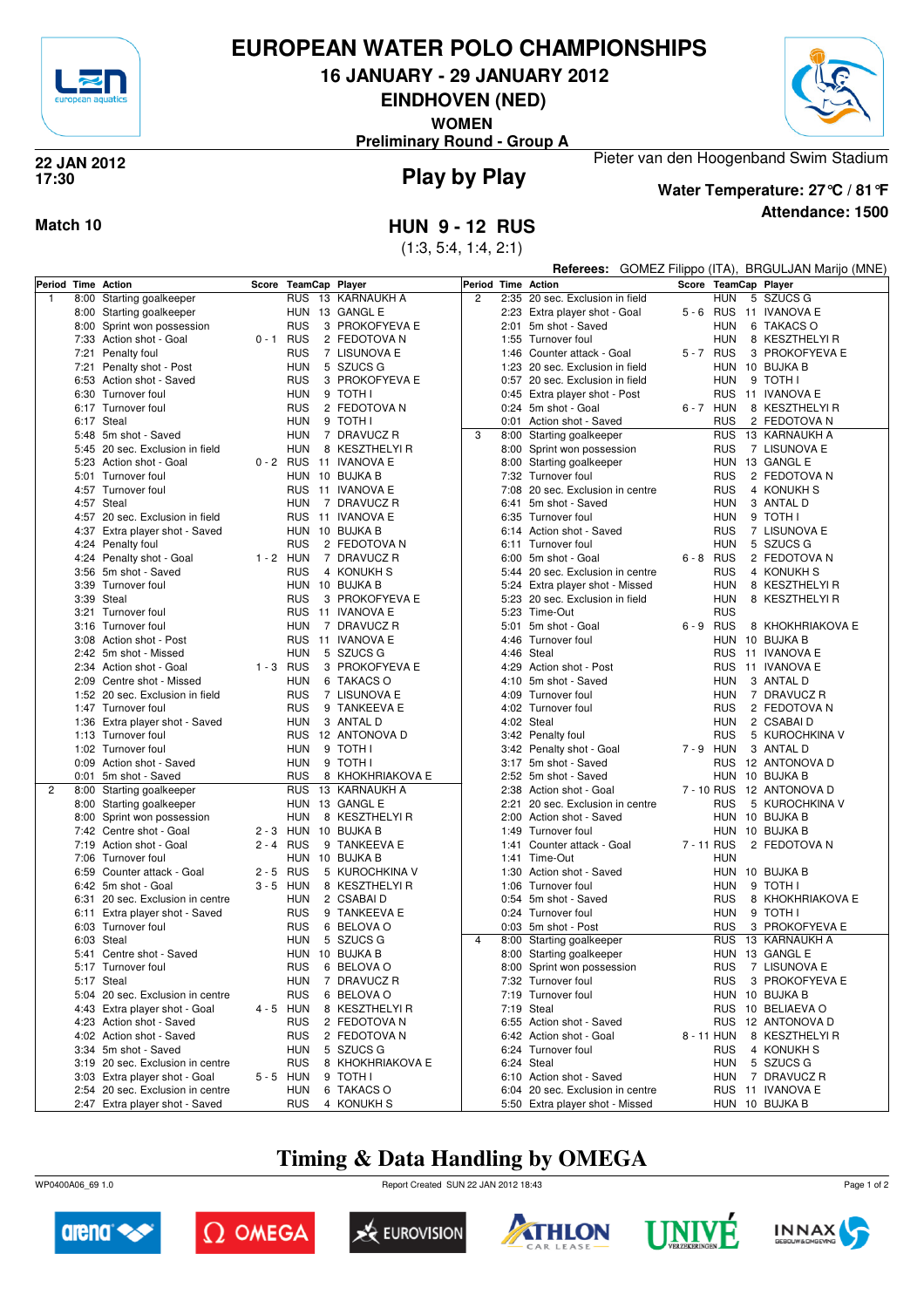# EUROPEAN WATER POLO CHAMPIONSHIPS

## 16 JANUARY - 29 JANUARY 2012

## EINDHOVEN (NED)

**WOMEN**

**Preliminary Round - Group A**

**22 JAN 2012**
**17:30**

## Play by Play

Pieter van den Hoogenband Swim Stadium

**Water Temperature: 27°C / 81°F**

**Attendance: 1500**

**Match 10**

## HUN 9 - 12 RUS

(1:3, 5:4, 1:4, 2:1)

**Referees:** GOMEZ Filippo (ITA), BRGULJAN Marijo (MNE)

| Period | Time | Action | Score | TeamCap | | Player |
|---|---|---|---|---|---|---|
| 1 | 8:00 | Starting goalkeeper | | RUS | 13 | KARNAUKH A |
| | 8:00 | Starting goalkeeper | | HUN | 13 | GANGL E |
| | 8:00 | Sprint won possession | | RUS | 3 | PROKOFYEVA E |
| | 7:33 | Action shot - Goal | 0 - 1 | RUS | 2 | FEDOTOVA N |
| | 7:21 | Penalty foul | | RUS | 7 | LISUNOVA E |
| | 7:21 | Penalty shot - Post | | HUN | 5 | SZUCS G |
| | 6:53 | Action shot - Saved | | RUS | 3 | PROKOFYEVA E |
| | 6:30 | Turnover foul | | HUN | 9 | TOTH I |
| | 6:17 | Turnover foul | | RUS | 2 | FEDOTOVA N |
| | 6:17 | Steal | | HUN | 9 | TOTH I |
| | 5:48 | 5m shot - Saved | | HUN | 7 | DRAVUCZ R |
| | 5:45 | 20 sec. Exclusion in field | | HUN | 8 | KESZTHELYI R |
| | 5:23 | Action shot - Goal | 0 - 2 | RUS | 11 | IVANOVA E |
| | 5:01 | Turnover foul | | HUN | 10 | BUJKA B |
| | 4:57 | Turnover foul | | RUS | 11 | IVANOVA E |
| | 4:57 | Steal | | HUN | 7 | DRAVUCZ R |
| | 4:57 | 20 sec. Exclusion in field | | RUS | 11 | IVANOVA E |
| | 4:37 | Extra player shot - Saved | | HUN | 10 | BUJKA B |
| | 4:24 | Penalty foul | | RUS | 2 | FEDOTOVA N |
| | 4:24 | Penalty shot - Goal | 1 - 2 | HUN | 7 | DRAVUCZ R |
| | 3:56 | 5m shot - Saved | | RUS | 4 | KONUKH S |
| | 3:39 | Turnover foul | | HUN | 10 | BUJKA B |
| | 3:39 | Steal | | RUS | 3 | PROKOFYEVA E |
| | 3:21 | Turnover foul | | RUS | 11 | IVANOVA E |
| | 3:16 | Turnover foul | | HUN | 7 | DRAVUCZ R |
| | 3:08 | Action shot - Post | | RUS | 11 | IVANOVA E |
| | 2:42 | 5m shot - Missed | | HUN | 5 | SZUCS G |
| | 2:34 | Action shot - Goal | 1 - 3 | RUS | 3 | PROKOFYEVA E |
| | 2:09 | Centre shot - Missed | | HUN | 6 | TAKACS O |
| | 1:52 | 20 sec. Exclusion in field | | RUS | 7 | LISUNOVA E |
| | 1:47 | Turnover foul | | RUS | 9 | TANKEEVA E |
| | 1:36 | Extra player shot - Saved | | HUN | 3 | ANTAL D |
| | 1:13 | Turnover foul | | RUS | 12 | ANTONOVA D |
| | 1:02 | Turnover foul | | HUN | 9 | TOTH I |
| | 0:09 | Action shot - Saved | | HUN | 9 | TOTH I |
| | 0:01 | 5m shot - Saved | | RUS | 8 | KHOKHRIAKOVA E |
| 2 | 8:00 | Starting goalkeeper | | RUS | 13 | KARNAUKH A |
| | 8:00 | Starting goalkeeper | | HUN | 13 | GANGL E |
| | 8:00 | Sprint won possession | | HUN | 8 | KESZTHELYI R |
| | 7:42 | Centre shot - Goal | 2 - 3 | HUN | 10 | BUJKA B |
| | 7:19 | Action shot - Goal | 2 - 4 | RUS | 9 | TANKEEVA E |
| | 7:06 | Turnover foul | | HUN | 10 | BUJKA B |
| | 6:59 | Counter attack - Goal | 2 - 5 | RUS | 5 | KUROCHKINA V |
| | 6:42 | 5m shot - Goal | 3 - 5 | HUN | 8 | KESZTHELYI R |
| | 6:31 | 20 sec. Exclusion in centre | | HUN | 2 | CSABAI D |
| | 6:11 | Extra player shot - Saved | | RUS | 9 | TANKEEVA E |
| | 6:03 | Turnover foul | | RUS | 6 | BELOVA O |
| | 6:03 | Steal | | HUN | 5 | SZUCS G |
| | 5:41 | Centre shot - Saved | | HUN | 10 | BUJKA B |
| | 5:17 | Turnover foul | | RUS | 6 | BELOVA O |
| | 5:17 | Steal | | HUN | 7 | DRAVUCZ R |
| | 5:04 | 20 sec. Exclusion in centre | | RUS | 6 | BELOVA O |
| | 4:43 | Extra player shot - Goal | 4 - 5 | HUN | 8 | KESZTHELYI R |
| | 4:23 | Action shot - Saved | | RUS | 2 | FEDOTOVA N |
| | 4:02 | Action shot - Saved | | RUS | 2 | FEDOTOVA N |
| | 3:34 | 5m shot - Saved | | HUN | 5 | SZUCS G |
| | 3:19 | 20 sec. Exclusion in centre | | RUS | 8 | KHOKHRIAKOVA E |
| | 3:03 | Extra player shot - Goal | 5 - 5 | HUN | 9 | TOTH I |
| | 2:54 | 20 sec. Exclusion in centre | | HUN | 6 | TAKACS O |
| | 2:47 | Extra player shot - Saved | | RUS | 4 | KONUKH S |
| 2 | 2:35 | 20 sec. Exclusion in field | | HUN | 5 | SZUCS G |
| | 2:23 | Extra player shot - Goal | 5 - 6 | RUS | 11 | IVANOVA E |
| | 2:01 | 5m shot - Saved | | HUN | 6 | TAKACS O |
| | 1:55 | Turnover foul | | HUN | 8 | KESZTHELYI R |
| | 1:46 | Counter attack - Goal | 5 - 7 | RUS | 3 | PROKOFYEVA E |
| | 1:23 | 20 sec. Exclusion in field | | HUN | 10 | BUJKA B |
| | 0:57 | 20 sec. Exclusion in field | | HUN | 9 | TOTH I |
| | 0:45 | Extra player shot - Post | | RUS | 11 | IVANOVA E |
| | 0:24 | 5m shot - Goal | 6 - 7 | HUN | 8 | KESZTHELYI R |
| | 0:01 | Action shot - Saved | | RUS | 2 | FEDOTOVA N |
| 3 | 8:00 | Starting goalkeeper | | RUS | 13 | KARNAUKH A |
| | 8:00 | Sprint won possession | | RUS | 7 | LISUNOVA E |
| | 8:00 | Starting goalkeeper | | HUN | 13 | GANGL E |
| | 7:32 | Turnover foul | | RUS | 2 | FEDOTOVA N |
| | 7:08 | 20 sec. Exclusion in centre | | RUS | 4 | KONUKH S |
| | 6:41 | 5m shot - Saved | | HUN | 3 | ANTAL D |
| | 6:35 | Turnover foul | | HUN | 9 | TOTH I |
| | 6:14 | Action shot - Saved | | RUS | 7 | LISUNOVA E |
| | 6:11 | Turnover foul | | HUN | 5 | SZUCS G |
| | 6:00 | 5m shot - Goal | 6 - 8 | RUS | 2 | FEDOTOVA N |
| | 5:44 | 20 sec. Exclusion in centre | | RUS | 4 | KONUKH S |
| | 5:24 | Extra player shot - Missed | | HUN | 8 | KESZTHELYI R |
| | 5:23 | 20 sec. Exclusion in field | | HUN | 8 | KESZTHELYI R |
| | 5:23 | Time-Out | | RUS | | |
| | 5:01 | 5m shot - Goal | 6 - 9 | RUS | 8 | KHOKHRIAKOVA E |
| | 4:46 | Turnover foul | | HUN | 10 | BUJKA B |
| | 4:46 | Steal | | RUS | 11 | IVANOVA E |
| | 4:29 | Action shot - Post | | RUS | 11 | IVANOVA E |
| | 4:10 | 5m shot - Saved | | HUN | 3 | ANTAL D |
| | 4:09 | Turnover foul | | HUN | 7 | DRAVUCZ R |
| | 4:02 | Turnover foul | | RUS | 2 | FEDOTOVA N |
| | 4:02 | Steal | | HUN | 2 | CSABAI D |
| | 3:42 | Penalty foul | | RUS | 5 | KUROCHKINA V |
| | 3:42 | Penalty shot - Goal | 7 - 9 | HUN | 3 | ANTAL D |
| | 3:17 | 5m shot - Saved | | RUS | 12 | ANTONOVA D |
| | 2:52 | 5m shot - Saved | | HUN | 10 | BUJKA B |
| | 2:38 | Action shot - Goal | 7 - 10 | RUS | 12 | ANTONOVA D |
| | 2:21 | 20 sec. Exclusion in centre | | RUS | 5 | KUROCHKINA V |
| | 2:00 | Action shot - Saved | | HUN | 10 | BUJKA B |
| | 1:49 | Turnover foul | | HUN | 10 | BUJKA B |
| | 1:41 | Counter attack - Goal | 7 - 11 | RUS | 2 | FEDOTOVA N |
| | 1:41 | Time-Out | | HUN | | |
| | 1:30 | Action shot - Saved | | HUN | 10 | BUJKA B |
| | 1:06 | Turnover foul | | HUN | 9 | TOTH I |
| | 0:54 | 5m shot - Saved | | RUS | 8 | KHOKHRIAKOVA E |
| | 0:24 | Turnover foul | | HUN | 9 | TOTH I |
| | 0:03 | 5m shot - Post | | RUS | 3 | PROKOFYEVA E |
| 4 | 8:00 | Starting goalkeeper | | RUS | 13 | KARNAUKH A |
| | 8:00 | Starting goalkeeper | | HUN | 13 | GANGL E |
| | 8:00 | Sprint won possession | | RUS | 7 | LISUNOVA E |
| | 7:32 | Turnover foul | | RUS | 3 | PROKOFYEVA E |
| | 7:19 | Turnover foul | | HUN | 10 | BUJKA B |
| | 7:19 | Steal | | RUS | 10 | BELIAEVA O |
| | 6:55 | Action shot - Saved | | RUS | 12 | ANTONOVA D |
| | 6:42 | Action shot - Goal | 8 - 11 | HUN | 8 | KESZTHELYI R |
| | 6:24 | Turnover foul | | RUS | 4 | KONUKH S |
| | 6:24 | Steal | | HUN | 5 | SZUCS G |
| | 6:10 | Action shot - Saved | | HUN | 7 | DRAVUCZ R |
| | 6:04 | 20 sec. Exclusion in centre | | RUS | 11 | IVANOVA E |
| | 5:50 | Extra player shot - Missed | | HUN | 10 | BUJKA B |

## Timing & Data Handling by OMEGA

WP0400A06_69 1.0 Report Created SUN 22 JAN 2012 18:43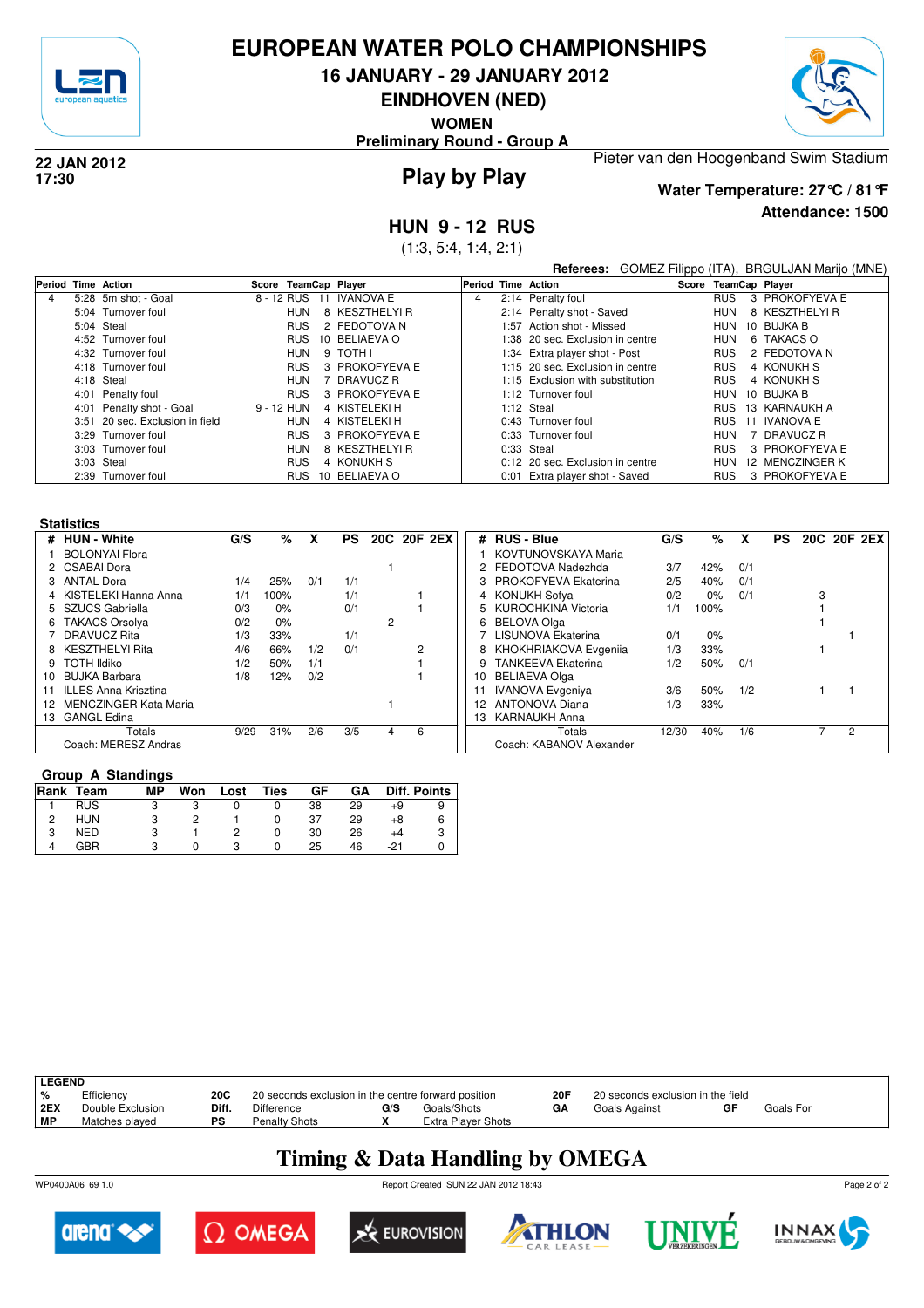# EUROPEAN WATER POLO CHAMPIONSHIPS

## 16 JANUARY - 29 JANUARY 2012

## EINDHOVEN (NED)

**WOMEN**

**Preliminary Round - Group A**

**22 JAN 2012**
**17:30**

## Play by Play

Pieter van den Hoogenband Swim Stadium

**Water Temperature: 27°C / 81°F**

**Attendance: 1500**

### HUN 9 - 12 RUS

(1:3, 5:4, 1:4, 2:1)

**Referees:** GOMEZ Filippo (ITA), BRGULJAN Marijo (MNE)

| Period | Time | Action | Score | TeamCap | Player |
|---|---|---|---|---|---|
| 4 | 5:28 | 5m shot - Goal | 8 - 12 | RUS 11 | IVANOVA E |
| | 5:04 | Turnover foul | | HUN 8 | KESZTHELYI R |
| | 5:04 | Steal | | RUS 2 | FEDOTOVA N |
| | 4:52 | Turnover foul | | RUS 10 | BELIAEVA O |
| | 4:32 | Turnover foul | | HUN 9 | TOTH I |
| | 4:18 | Turnover foul | | RUS 3 | PROKOFYEVA E |
| | 4:18 | Steal | | HUN 7 | DRAVUCZ R |
| | 4:01 | Penalty foul | | RUS 3 | PROKOFYEVA E |
| | 4:01 | Penalty shot - Goal | 9 - 12 | HUN 4 | KISTELEKI H |
| | 3:51 | 20 sec. Exclusion in field | | HUN 4 | KISTELEKI H |
| | 3:29 | Turnover foul | | RUS 3 | PROKOFYEVA E |
| | 3:03 | Turnover foul | | HUN 8 | KESZTHELYI R |
| | 3:03 | Steal | | RUS 4 | KONUKH S |
| | 2:39 | Turnover foul | | RUS 10 | BELIAEVA O |
| 4 | 2:14 | Penalty foul | | RUS 3 | PROKOFYEVA E |
| | 2:14 | Penalty shot - Saved | | HUN 8 | KESZTHELYI R |
| | 1:57 | Action shot - Missed | | HUN 10 | BUJKA B |
| | 1:38 | 20 sec. Exclusion in centre | | HUN 6 | TAKACS O |
| | 1:34 | Extra player shot - Post | | RUS 2 | FEDOTOVA N |
| | 1:15 | 20 sec. Exclusion in centre | | RUS 4 | KONUKH S |
| | 1:15 | Exclusion with substitution | | RUS 4 | KONUKH S |
| | 1:12 | Turnover foul | | HUN 10 | BUJKA B |
| | 1:12 | Steal | | RUS 13 | KARNAUKH A |
| | 0:43 | Turnover foul | | RUS 11 | IVANOVA E |
| | 0:33 | Turnover foul | | HUN 7 | DRAVUCZ R |
| | 0:33 | Steal | | RUS 3 | PROKOFYEVA E |
| | 0:12 | 20 sec. Exclusion in centre | | HUN 12 | MENCZINGER K |
| | 0:01 | Extra player shot - Saved | | RUS 3 | PROKOFYEVA E |

### Statistics

| # | HUN - White | G/S | % | X | PS | 20C | 20F | 2EX |
|---|---|---|---|---|---|---|---|---|
| 1 | BOLONYAI Flora | | | | | | | |
| 2 | CSABAI Dora | | | | | 1 | | |
| 3 | ANTAL Dora | 1/4 | 25% | 0/1 | 1/1 | | | |
| 4 | KISTELEKI Hanna Anna | 1/1 | 100% | | 1/1 | | 1 | |
| 5 | SZUCS Gabriella | 0/3 | 0% | | 0/1 | | 1 | |
| 6 | TAKACS Orsolya | 0/2 | 0% | | | 2 | | |
| 7 | DRAVUCZ Rita | 1/3 | 33% | | 1/1 | | | |
| 8 | KESZTHELYI Rita | 4/6 | 66% | 1/2 | 0/1 | | 2 | |
| 9 | TOTH Ildiko | 1/2 | 50% | 1/1 | | | 1 | |
| 10 | BUJKA Barbara | 1/8 | 12% | 0/2 | | | 1 | |
| 11 | ILLES Anna Krisztina | | | | | | | |
| 12 | MENCZINGER Kata Maria | | | | | 1 | | |
| 13 | GANGL Edina | | | | | | | |
| | Totals | 9/29 | 31% | 2/6 | 3/5 | 4 | 6 | |
| | Coach: MERESZ Andras | | | | | | | |

| # | RUS - Blue | G/S | % | X | PS | 20C | 20F | 2EX |
|---|---|---|---|---|---|---|---|---|
| 1 | KOVTUNOVSKAYA Maria | | | | | | | |
| 2 | FEDOTOVA Nadezhda | 3/7 | 42% | 0/1 | | | | |
| 3 | PROKOFYEVA Ekaterina | 2/5 | 40% | 0/1 | | | | |
| 4 | KONUKH Sofya | 0/2 | 0% | 0/1 | | 3 | | |
| 5 | KUROCHKINA Victoria | 1/1 | 100% | | | 1 | | |
| 6 | BELOVA Olga | | | | | 1 | | |
| 7 | LISUNOVA Ekaterina | 0/1 | 0% | | | | 1 | |
| 8 | KHOKHRIAKOVA Evgeniia | 1/3 | 33% | | | 1 | | |
| 9 | TANKEEVA Ekaterina | 1/2 | 50% | 0/1 | | | | |
| 10 | BELIAEVA Olga | | | | | | | |
| 11 | IVANOVA Evgeniya | 3/6 | 50% | 1/2 | | 1 | 1 | |
| 12 | ANTONOVA Diana | 1/3 | 33% | | | | | |
| 13 | KARNAUKH Anna | | | | | | | |
| | Totals | 12/30 | 40% | 1/6 | | 7 | 2 | |
| | Coach: KABANOV Alexander | | | | | | | |

### Group A Standings

| Rank | Team | MP | Won | Lost | Ties | GF | GA | Diff. | Points |
|---|---|---|---|---|---|---|---|---|---|
| 1 | RUS | 3 | 3 | 0 | 0 | 38 | 29 | +9 | 9 |
| 2 | HUN | 3 | 2 | 1 | 0 | 37 | 29 | +8 | 6 |
| 3 | NED | 3 | 1 | 2 | 0 | 30 | 26 | +4 | 3 |
| 4 | GBR | 3 | 0 | 3 | 0 | 25 | 46 | -21 | 0 |

**LEGEND**

| | | | | | | | |
|---|---|---|---|---|---|---|---|
| % | Efficiency | 20C | 20 seconds exclusion in the centre forward position | | | 20F | 20 seconds exclusion in the field |
| 2EX | Double Exclusion | Diff. | Difference | G/S | Goals/Shots | GA | Goals Against | 
| MP | Matches played | PS | Penalty Shots | X | Extra Player Shots | GF | Goals For |

## Timing & Data Handling by OMEGA

WP0400A06_69 1.0 — Report Created SUN 22 JAN 2012 18:43